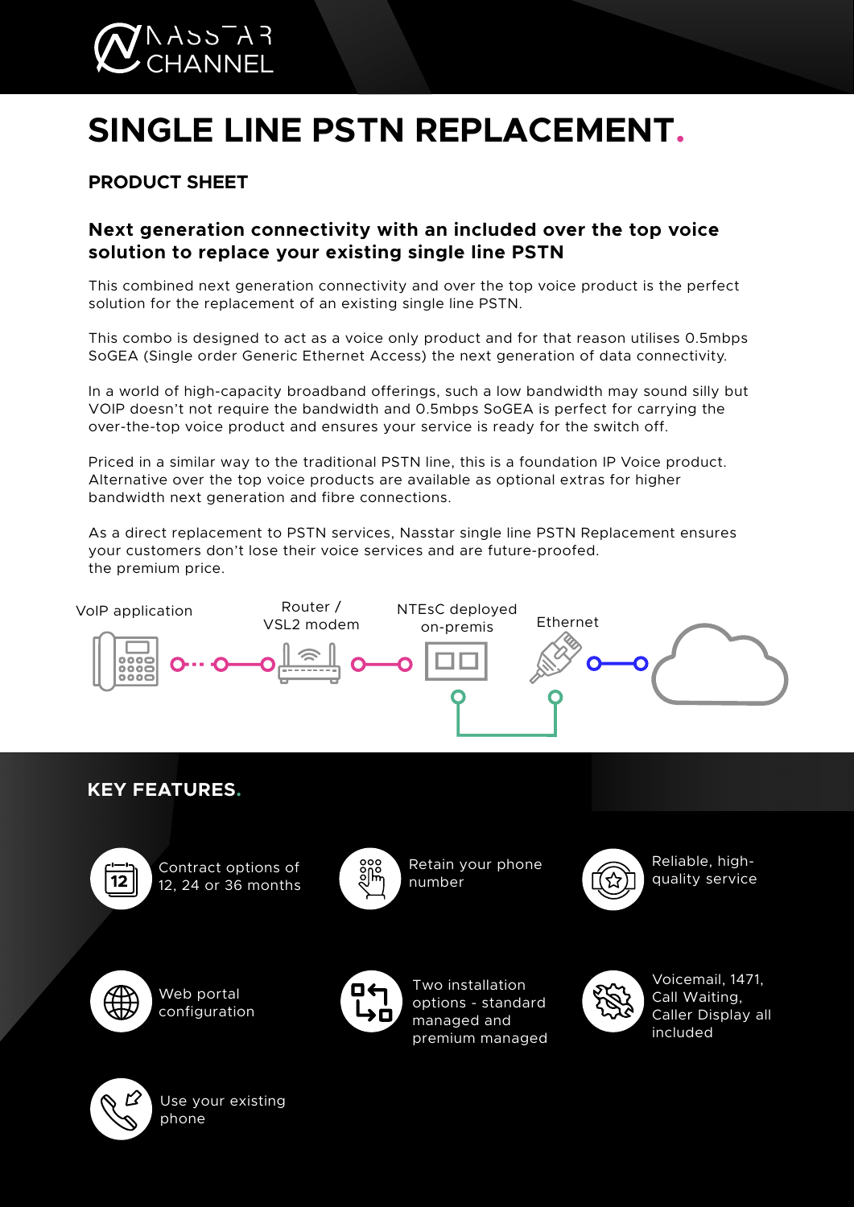# SINGLE LINE PSTN REPLACEMENT.

## PRODUCT SHEET

### Next generation connectivity with an included over the top voice solution to replace your existing single line PSTN

This combined next generation connectivity and over the top voice product is the perfect solution for the replacement of an existing single line PSTN.

This combo is designed to act as a voice only product and for that reason utilises 0.5mbps SoGEA (Single order Generic Ethernet Access) the next generation of data connectivity.

In a world of high-capacity broadband offerings, such a low bandwidth may sound silly but VOIP doesn't not require the bandwidth and 0.5mbps SoGEA is perfect for carrying the over-the-top voice product and ensures your service is ready for the switch off.

Priced in a similar way to the traditional PSTN line, this is a foundation IP Voice product. Alternative over the top voice products are available as optional extras for higher bandwidth next generation and fibre connections.

As a direct replacement to PSTN services, Nasstar single line PSTN Replacement ensures your customers don't lose their voice services and are future-proofed.
the premium price.

VoIP application — Router / VSL2 modem — NTEsC deployed on-premis — Ethernet

## KEY FEATURES.

- Contract options of 12, 24 or 36 months
- Retain your phone number
- Reliable, high-quality service
- Web portal configuration
- Two installation options - standard managed and premium managed
- Voicemail, 1471, Call Waiting, Caller Display all included
- Use your existing phone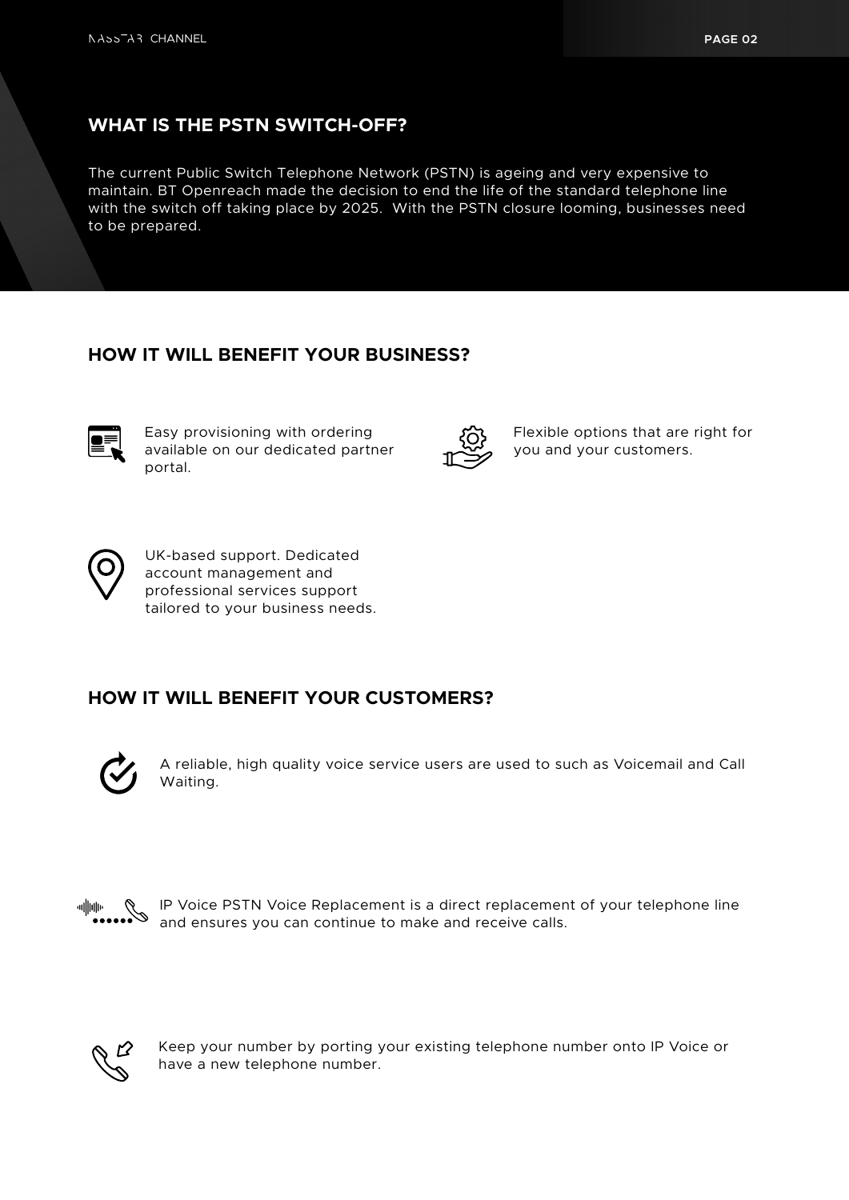## WHAT IS THE PSTN SWITCH-OFF?

The current Public Switch Telephone Network (PSTN) is ageing and very expensive to maintain. BT Openreach made the decision to end the life of the standard telephone line with the switch off taking place by 2025. With the PSTN closure looming, businesses need to be prepared.

## HOW IT WILL BENEFIT YOUR BUSINESS?

- Easy provisioning with ordering available on our dedicated partner portal.
- Flexible options that are right for you and your customers.
- UK-based support. Dedicated account management and professional services support tailored to your business needs.

## HOW IT WILL BENEFIT YOUR CUSTOMERS?

- A reliable, high quality voice service users are used to such as Voicemail and Call Waiting.
- IP Voice PSTN Voice Replacement is a direct replacement of your telephone line and ensures you can continue to make and receive calls.
- Keep your number by porting your existing telephone number onto IP Voice or have a new telephone number.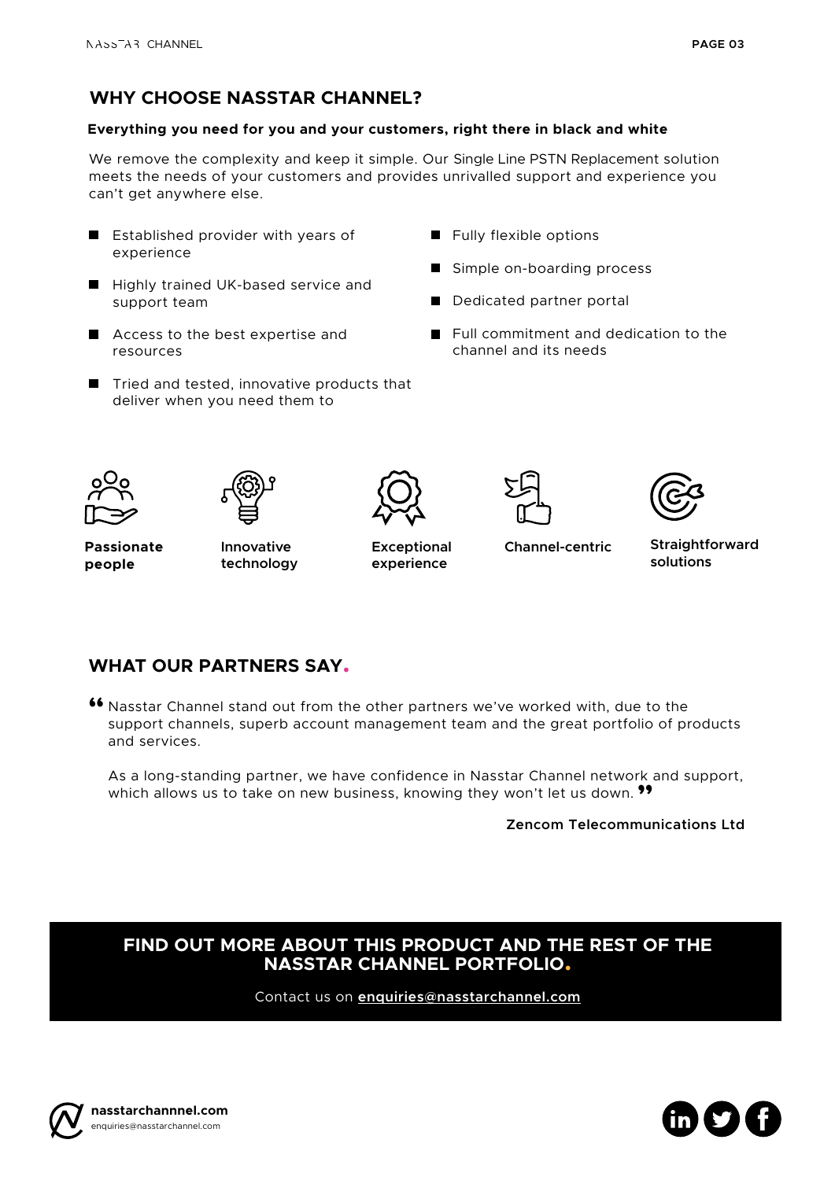## WHY CHOOSE NASSTAR CHANNEL?

**Everything you need for you and your customers, right there in black and white**

We remove the complexity and keep it simple. Our Single Line PSTN Replacement solution meets the needs of your customers and provides unrivalled support and experience you can't get anywhere else.

- Established provider with years of experience
- Highly trained UK-based service and support team
- Access to the best expertise and resources
- Tried and tested, innovative products that deliver when you need them to
- Fully flexible options
- Simple on-boarding process
- Dedicated partner portal
- Full commitment and dedication to the channel and its needs

**Passionate people**

**Innovative technology**

**Exceptional experience**

**Channel-centric**

**Straightforward solutions**

## WHAT OUR PARTNERS SAY.

> “Nasstar Channel stand out from the other partners we've worked with, due to the support channels, superb account management team and the great portfolio of products and services.
>
> As a long-standing partner, we have confidence in Nasstar Channel network and support, which allows us to take on new business, knowing they won't let us down.”

**Zencom Telecommunications Ltd**

## FIND OUT MORE ABOUT THIS PRODUCT AND THE REST OF THE NASSTAR CHANNEL PORTFOLIO.

Contact us on **enquiries@nasstarchannel.com**

**nasstarchannnel.com**
enquiries@nasstarchannel.com